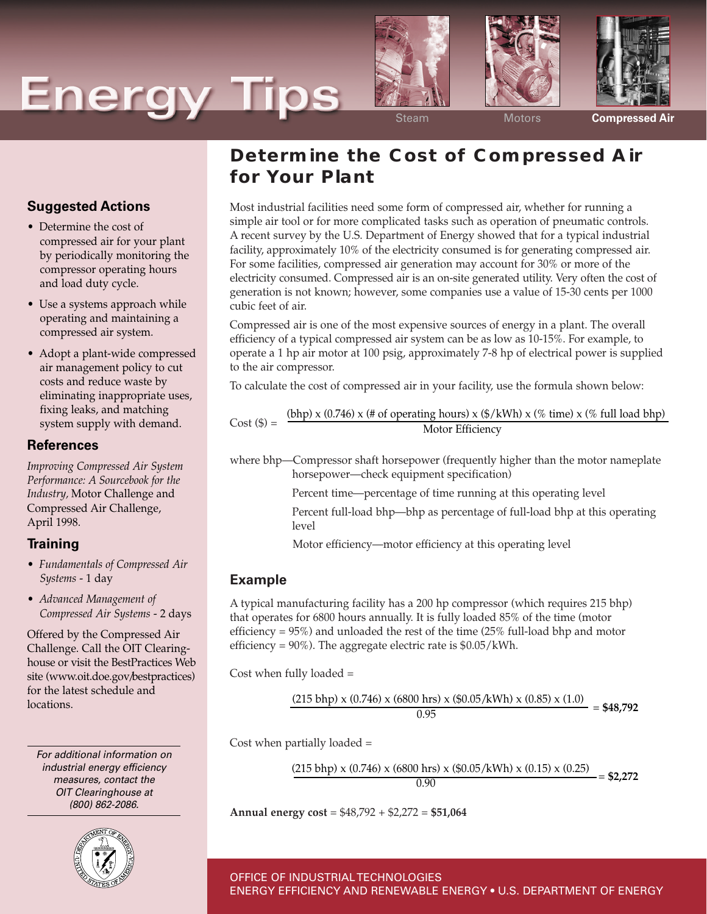# Energy Tips

Steam | Motors | **Compressed Air**

## Determine the Cost of Compressed Air for Your Plant

Most industrial facilities need some form of compressed air, whether for running a simple air tool or for more complicated tasks such as operation of pneumatic controls. A recent survey by the U.S. Department of Energy showed that for a typical industrial facility, approximately 10% of the electricity consumed is for generating compressed air. For some facilities, compressed air generation may account for 30% or more of the electricity consumed. Compressed air is an on-site generated utility. Very often the cost of generation is not known; however, some companies use a value of 15-30 cents per 1000 cubic feet of air.

Compressed air is one of the most expensive sources of energy in a plant. The overall efficiency of a typical compressed air system can be as low as 10-15%. For example, to operate a 1 hp air motor at 100 psig, approximately 7-8 hp of electrical power is supplied to the air compressor.

To calculate the cost of compressed air in your facility, use the formula shown below:

$$\text{Cost (\$)} = \frac{(\text{bhp}) \times (0.746) \times (\text{\# of operating hours}) \times (\$/\text{kWh}) \times (\%\ \text{time}) \times (\%\ \text{full load bhp})}{\text{Motor Efficiency}}$$

where bhp—Compressor shaft horsepower (frequently higher than the motor nameplate horsepower—check equipment specification)

Percent time—percentage of time running at this operating level

Percent full-load bhp—bhp as percentage of full-load bhp at this operating level

Motor efficiency—motor efficiency at this operating level

### Example

A typical manufacturing facility has a 200 hp compressor (which requires 215 bhp) that operates for 6800 hours annually. It is fully loaded 85% of the time (motor efficiency = 95%) and unloaded the rest of the time (25% full-load bhp and motor efficiency = 90%). The aggregate electric rate is $0.05/kWh.

Cost when fully loaded =

$$\frac{(215\ \text{bhp}) \times (0.746) \times (6800\ \text{hrs}) \times (\$0.05/\text{kWh}) \times (0.85) \times (1.0)}{0.95} = \mathbf{\$48{,}792}$$

Cost when partially loaded =

$$\frac{(215\ \text{bhp}) \times (0.746) \times (6800\ \text{hrs}) \times (\$0.05/\text{kWh}) \times (0.15) \times (0.25)}{0.90} = \mathbf{\$2{,}272}$$

**Annual energy cost** = $48,792 + $2,272 = **$51,064**

## Suggested Actions

- Determine the cost of compressed air for your plant by periodically monitoring the compressor operating hours and load duty cycle.
- Use a systems approach while operating and maintaining a compressed air system.
- Adopt a plant-wide compressed air management policy to cut costs and reduce waste by eliminating inappropriate uses, fixing leaks, and matching system supply with demand.

## References

*Improving Compressed Air System Performance: A Sourcebook for the Industry,* Motor Challenge and Compressed Air Challenge, April 1998.

## Training

- *Fundamentals of Compressed Air Systems* - 1 day
- *Advanced Management of Compressed Air Systems* - 2 days

Offered by the Compressed Air Challenge. Call the OIT Clearinghouse or visit the BestPractices Web site (www.oit.doe.gov/bestpractices) for the latest schedule and locations.

*For additional information on industrial energy efficiency measures, contact the OIT Clearinghouse at (800) 862-2086.*

OFFICE OF INDUSTRIAL TECHNOLOGIES
ENERGY EFFICIENCY AND RENEWABLE ENERGY • U.S. DEPARTMENT OF ENERGY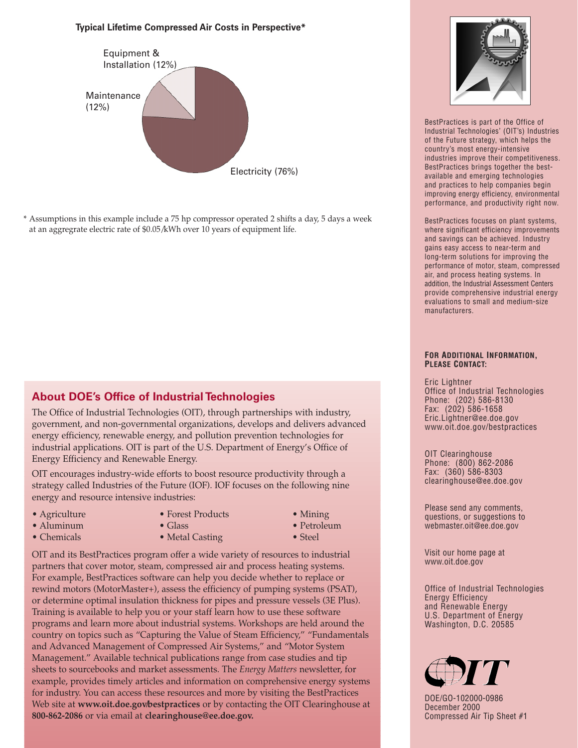**Typical Lifetime Compressed Air Costs in Perspective***

Equipment & Installation (12%)

Maintenance (12%)

Electricity (76%)

\* Assumptions in this example include a 75 hp compressor operated 2 shifts a day, 5 days a week at an aggregrate electric rate of $0.05/kWh over 10 years of equipment life.

## About DOE's Office of Industrial Technologies

The Office of Industrial Technologies (OIT), through partnerships with industry, government, and non-governmental organizations, develops and delivers advanced energy efficiency, renewable energy, and pollution prevention technologies for industrial applications. OIT is part of the U.S. Department of Energy's Office of Energy Efficiency and Renewable Energy.

OIT encourages industry-wide efforts to boost resource productivity through a strategy called Industries of the Future (IOF). IOF focuses on the following nine energy and resource intensive industries:

- Agriculture
- Aluminum
- Chemicals
- Forest Products
- Glass
- Metal Casting
- Mining
- Petroleum
- Steel

OIT and its BestPractices program offer a wide variety of resources to industrial partners that cover motor, steam, compressed air and process heating systems. For example, BestPractices software can help you decide whether to replace or rewind motors (MotorMaster+), assess the efficiency of pumping systems (PSAT), or determine optimal insulation thickness for pipes and pressure vessels (3E Plus). Training is available to help you or your staff learn how to use these software programs and learn more about industrial systems. Workshops are held around the country on topics such as "Capturing the Value of Steam Efficiency," "Fundamentals and Advanced Management of Compressed Air Systems," and "Motor System Management." Available technical publications range from case studies and tip sheets to sourcebooks and market assessments. The *Energy Matters* newsletter, for example, provides timely articles and information on comprehensive energy systems for industry. You can access these resources and more by visiting the BestPractices Web site at **www.oit.doe.gov/bestpractices** or by contacting the OIT Clearinghouse at **800-862-2086** or via email at **clearinghouse@ee.doe.gov.**

BestPractices is part of the Office of Industrial Technologies' (OIT's) Industries of the Future strategy, which helps the country's most energy-intensive industries improve their competitiveness. BestPractices brings together the best-available and emerging technologies and practices to help companies begin improving energy efficiency, environmental performance, and productivity right now.

BestPractices focuses on plant systems, where significant efficiency improvements and savings can be achieved. Industry gains easy access to near-term and long-term solutions for improving the performance of motor, steam, compressed air, and process heating systems. In addition, the Industrial Assessment Centers provide comprehensive industrial energy evaluations to small and medium-size manufacturers.

**FOR ADDITIONAL INFORMATION, PLEASE CONTACT:**

Eric Lightner
Office of Industrial Technologies
Phone: (202) 586-8130
Fax: (202) 586-1658
Eric.Lightner@ee.doe.gov
www.oit.doe.gov/bestpractices

OIT Clearinghouse
Phone: (800) 862-2086
Fax: (360) 586-8303
clearinghouse@ee.doe.gov

Please send any comments, questions, or suggestions to webmaster.oit@ee.doe.gov

Visit our home page at www.oit.doe.gov

Office of Industrial Technologies
Energy Efficiency
and Renewable Energy
U.S. Department of Energy
Washington, D.C. 20585

DOE/GO-102000-0986
December 2000
Compressed Air Tip Sheet #1